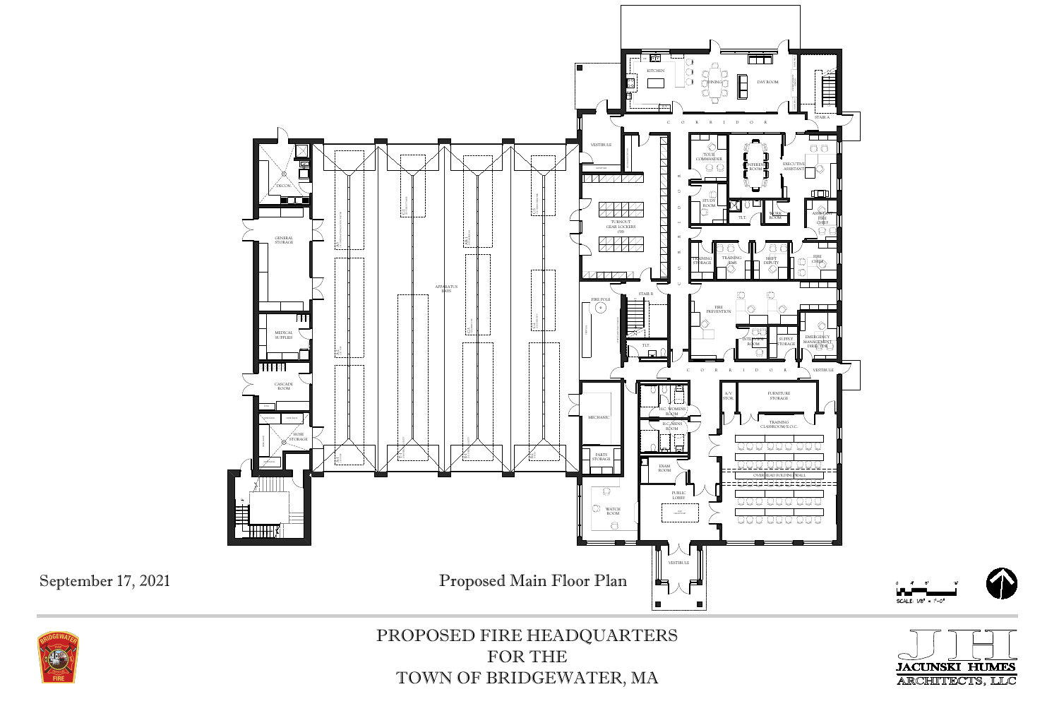# Proposed Main Floor Plan

September 17, 2021

KITCHEN

DINING

DAY ROOM

CORRIDOR

STAIR A

VESTIBULE

TOUR COMMANDER

CONFERENCE ROOM

EXECUTIVE ASSISTANT

STUDY ROOM

TLT.

WORK ROOM

ASSISTANT FIRE CHIEF

TURNOUT GEAR LOCKERS (58)

TRAINING STORAGE

TRAINING EMS

SHIFT DEPUTY

FIRE CHIEF

DECON

GENERAL STORAGE

APPARATUS BAYS

FIRE POLE

STAIR B

FIRE PREVENTION

MEDICAL SUPPLIES

TLT.

INTERVIEW ROOM

SUPPLY STORAGE

EMERGENCY MANAGEMENT DIRECTOR

CASCADE ROOM

VESTIBULE

MECHANIC

H.C. WOMENS ROOM

A/V STOR.

FURNITURE STORAGE

HOSE STORAGE

H.C. MENS ROOM

TRAINING CLASSROOM/E.O.C.

PARTS STORAGE

EXAM ROOM

OVERHEAD FOLDING WALL

PUBLIC LOBBY

WATCH ROOM

VESTIBULE

SCALE: 1/8" = 1'-0"

PROPOSED FIRE HEADQUARTERS
FOR THE
TOWN OF BRIDGEWATER, MA

JACUNSKI HUMES ARCHITECTS, LLC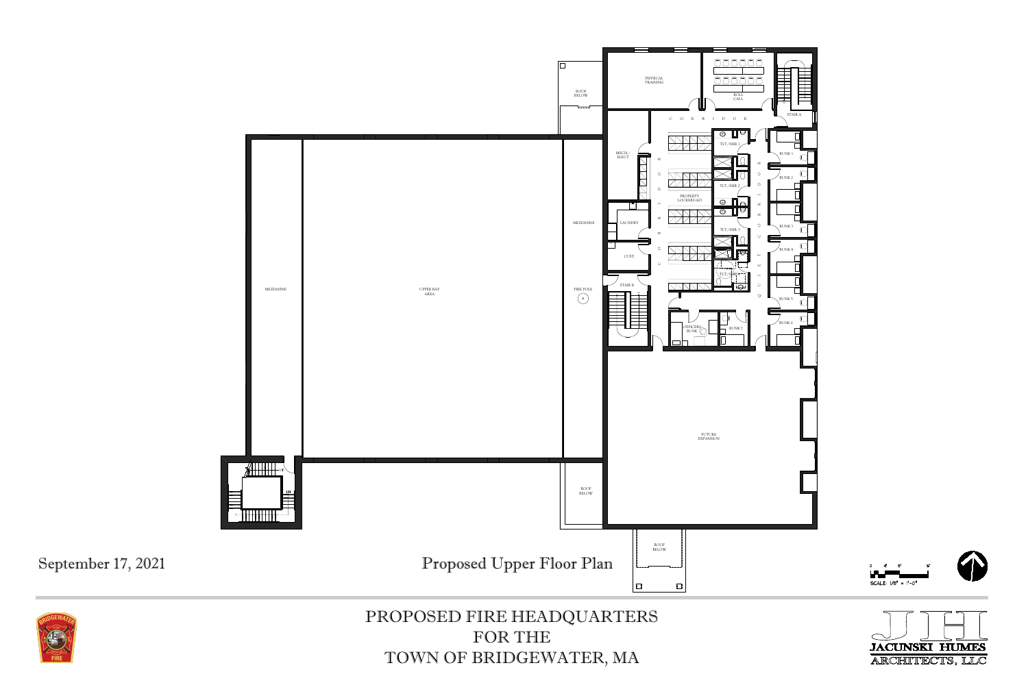PHYSICAL TRAINING

ROLL CALL

STAIR A

CORRIDOR

ROOF BELOW

MECH./ ELECT

TLT./SHR 1

BUNK 1

BUNK 2

TLT./SHR 2

PROPERTY LOCKERS (60)

LAUNDRY

MEZZANINE

TLT./SHR 3

BUNK 3

BUNK 4

CUST.

TLT./SHR 4

QUIET CORRIDOR

MEZZANINE

UPPER BAY AREA

FIRE POLE

STAIR B

BUNK 5

BUNK 6

OFFICERS BUNK

BUNK 7

FUTURE EXPANSION

ROOF BELOW

ROOF BELOW

September 17, 2021

Proposed Upper Floor Plan

SCALE: 1/8" = 1'-0"

PROPOSED FIRE HEADQUARTERS
FOR THE
TOWN OF BRIDGEWATER, MA

JACUNSKI HUMES ARCHITECTS, LLC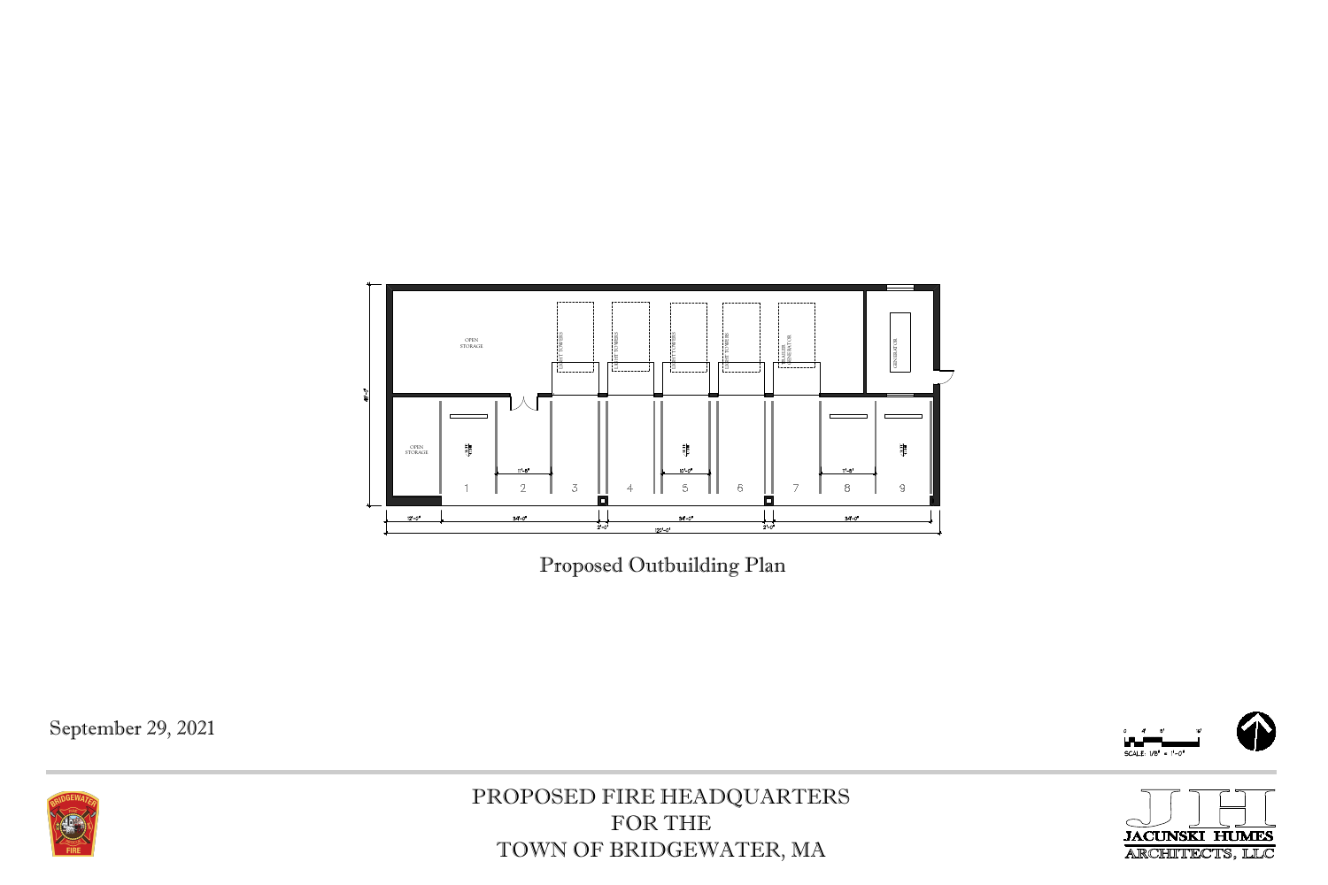OPEN STORAGE

LIGHT TOWERS

LIGHT TOWERS

LIGHT TOWERS

LIGHT TOWERS

TRAILER GENERATOR

GENERATOR

OPEN STORAGE

1 2 3 4 5 6 7 8 9

11'-8"

10'-0"

11'-8"

12'-0"

34'-0"

2'-0"

34'-0"

2'-0"

34'-0"

120'-0"

48'-7"

Proposed Outbuilding Plan

September 29, 2021

SCALE: 1/8" = 1'-0"

PROPOSED FIRE HEADQUARTERS
FOR THE
TOWN OF BRIDGEWATER, MA

JACUNSKI HUMES ARCHITECTS, LLC